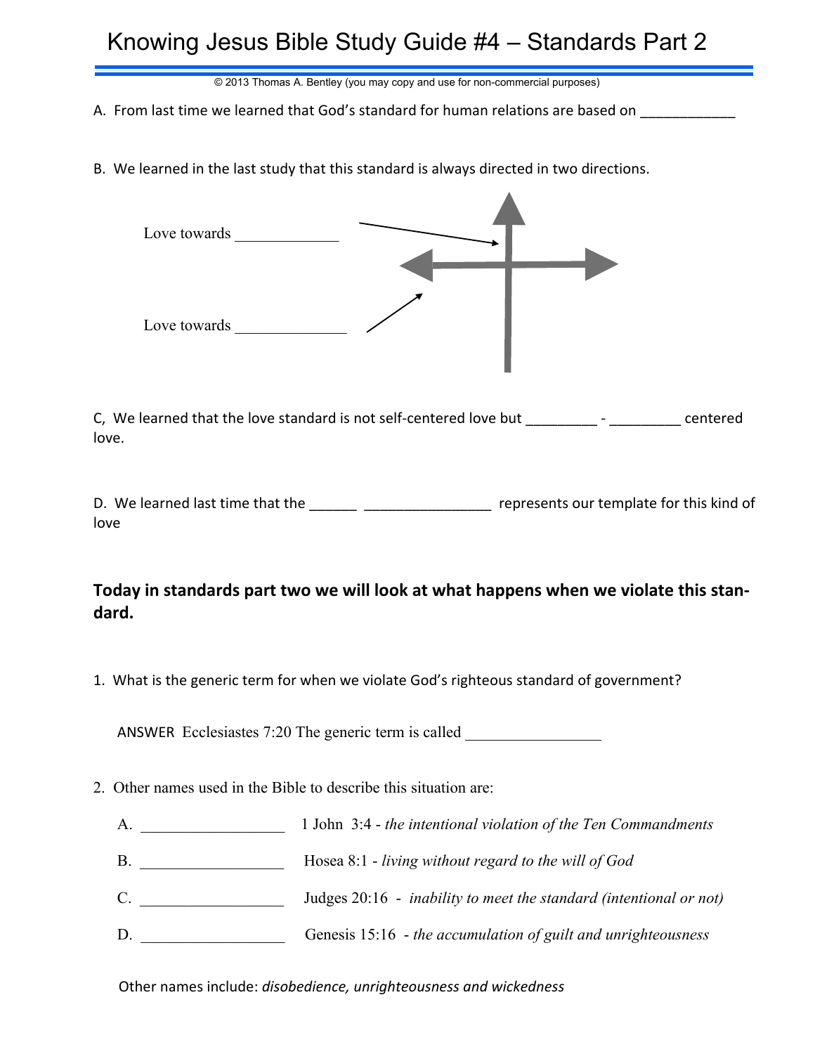# Knowing Jesus Bible Study Guide #4 – Standards Part 2

© 2013 Thomas A. Bentley (you may copy and use for non-commercial purposes)

A. From last time we learned that God's standard for human relations are based on ____________

B. We learned in the last study that this standard is always directed in two directions.

Love towards _____________

Love towards ______________

C, We learned that the love standard is not self-centered love but _________ - _________ centered love.

D. We learned last time that the ______ ________________ represents our template for this kind of love

**Today in standards part two we will look at what happens when we violate this standard.**

1. What is the generic term for when we violate God's righteous standard of government?

   ANSWER Ecclesiastes 7:20 The generic term is called _________________

2. Other names used in the Bible to describe this situation are:

   A. __________________ 1 John 3:4 - *the intentional violation of the Ten Commandments*

   B. __________________ Hosea 8:1 - *living without regard to the will of God*

   C. __________________ Judges 20:16 - *inability to meet the standard (intentional or not)*

   D. __________________ Genesis 15:16 - *the accumulation of guilt and unrighteousness*

   Other names include: *disobedience, unrighteousness and wickedness*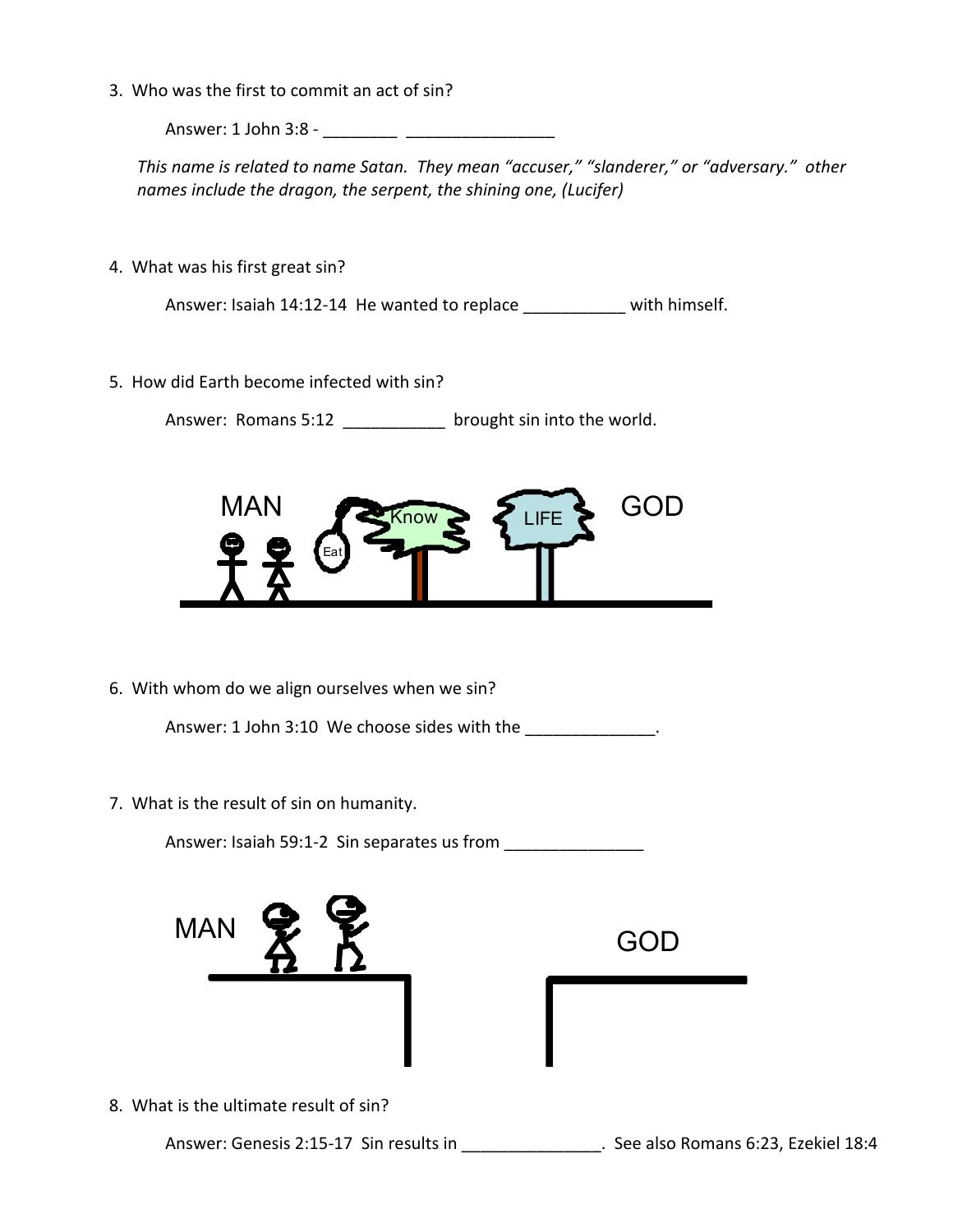3. Who was the first to commit an act of sin?

   Answer: 1 John 3:8 - ________ ________________

   *This name is related to name Satan. They mean "accuser," "slanderer," or "adversary." other names include the dragon, the serpent, the shining one, (Lucifer)*

4. What was his first great sin?

   Answer: Isaiah 14:12-14 He wanted to replace ___________ with himself.

5. How did Earth become infected with sin?

   Answer: Romans 5:12 ___________ brought sin into the world.

6. With whom do we align ourselves when we sin?

   Answer: 1 John 3:10 We choose sides with the ______________.

7. What is the result of sin on humanity.

   Answer: Isaiah 59:1-2 Sin separates us from _______________

8. What is the ultimate result of sin?

   Answer: Genesis 2:15-17 Sin results in _______________. See also Romans 6:23, Ezekiel 18:4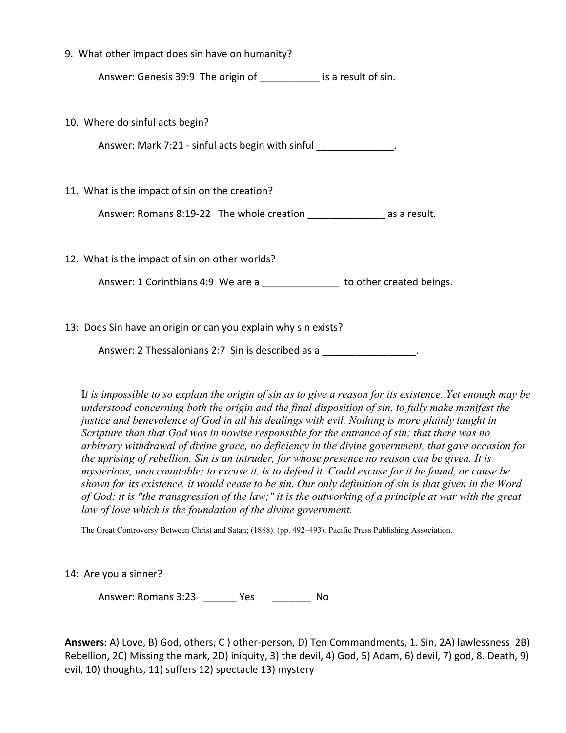9. What other impact does sin have on humanity?

   Answer: Genesis 39:9 The origin of ___________ is a result of sin.

10. Where do sinful acts begin?

   Answer: Mark 7:21 - sinful acts begin with sinful ______________.

11. What is the impact of sin on the creation?

   Answer: Romans 8:19-22 The whole creation ______________ as a result.

12. What is the impact of sin on other worlds?

   Answer: 1 Corinthians 4:9 We are a ______________ to other created beings.

13: Does Sin have an origin or can you explain why sin exists?

   Answer: 2 Thessalonians 2:7 Sin is described as a _________________.

> I*t is impossible to so explain the origin of sin as to give a reason for its existence. Yet enough may be understood concerning both the origin and the final disposition of sin, to fully make manifest the justice and benevolence of God in all his dealings with evil. Nothing is more plainly taught in Scripture than that God was in nowise responsible for the entrance of sin; that there was no arbitrary withdrawal of divine grace, no deficiency in the divine government, that gave occasion for the uprising of rebellion. Sin is an intruder, for whose presence no reason can be given. It is mysterious, unaccountable; to excuse it, is to defend it. Could excuse for it be found, or cause be shown for its existence, it would cease to be sin. Our only definition of sin is that given in the Word of God; it is "the transgression of the law;" it is the outworking of a principle at war with the great law of love which is the foundation of the divine government.*
>
> The Great Controversy Between Christ and Satan; (1888). (pp. 492–493). Pacific Press Publishing Association.

14: Are you a sinner?

   Answer: Romans 3:23 ______ Yes _______ No

**Answers**: A) Love, B) God, others, C ) other-person, D) Ten Commandments, 1. Sin, 2A) lawlessness 2B) Rebellion, 2C) Missing the mark, 2D) iniquity, 3) the devil, 4) God, 5) Adam, 6) devil, 7) god, 8. Death, 9) evil, 10) thoughts, 11) suffers 12) spectacle 13) mystery